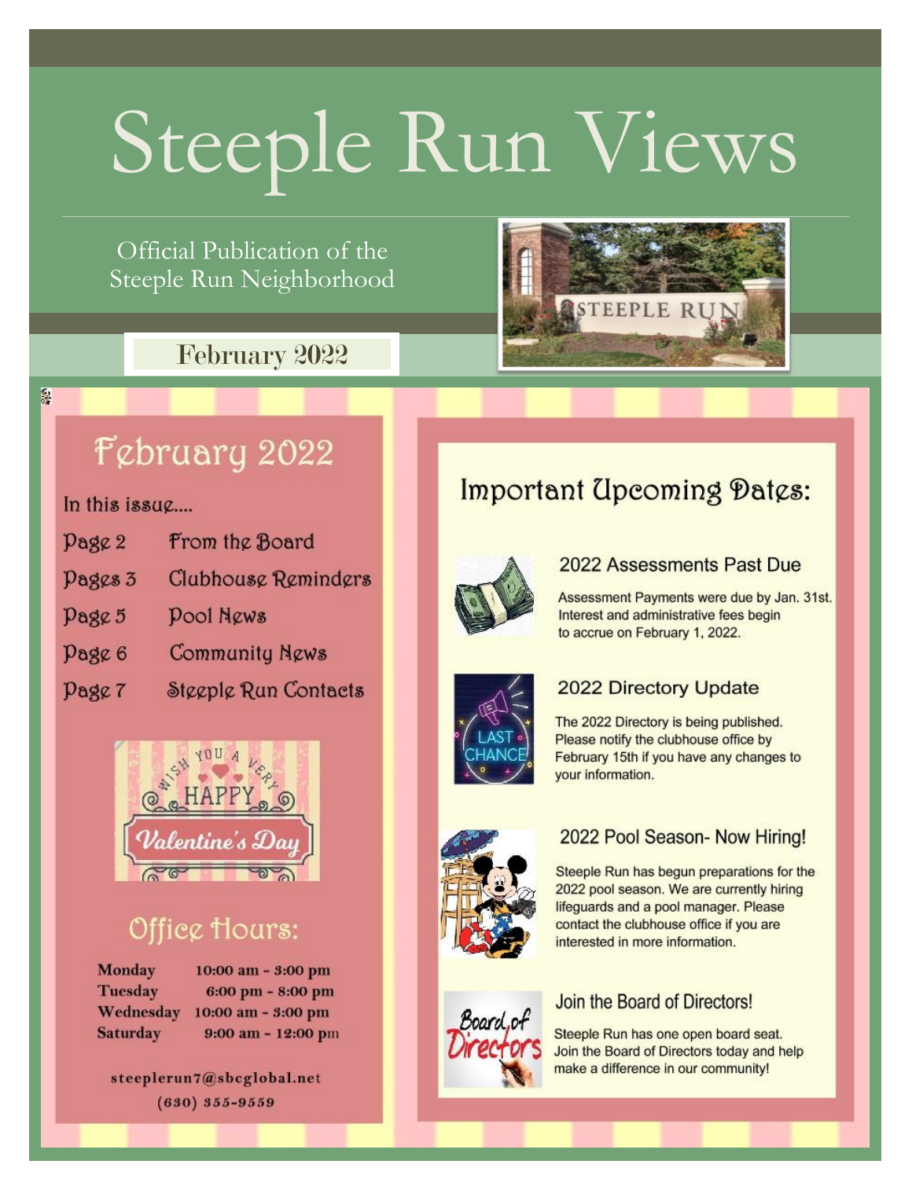# Steeple Run Views

Official Publication of the Steeple Run Neighborhood

February 2022

## February 2022

In this issue....

| | |
|---|---|
| Page 2 | From the Board |
| Pages 3 | Clubhouse Reminders |
| Page 5 | Pool News |
| Page 6 | Community News |
| Page 7 | Steeple Run Contacts |

## Office Hours:

| | |
|---|---|
| **Monday** | **10:00 am - 3:00 pm** |
| **Tuesday** | **6:00 pm - 8:00 pm** |
| **Wednesday** | **10:00 am - 3:00 pm** |
| **Saturday** | **9:00 am - 12:00 pm** |

**steeplerun7@sbcglobal.net**

**(630) 355-9559**

## Important Upcoming Dates:

### 2022 Assessments Past Due

Assessment Payments were due by Jan. 31st. Interest and administrative fees begin to accrue on February 1, 2022.

### 2022 Directory Update

The 2022 Directory is being published. Please notify the clubhouse office by February 15th if you have any changes to your information.

### 2022 Pool Season- Now Hiring!

Steeple Run has begun preparations for the 2022 pool season. We are currently hiring lifeguards and a pool manager. Please contact the clubhouse office if you are interested in more information.

### Join the Board of Directors!

Steeple Run has one open board seat. Join the Board of Directors today and help make a difference in our community!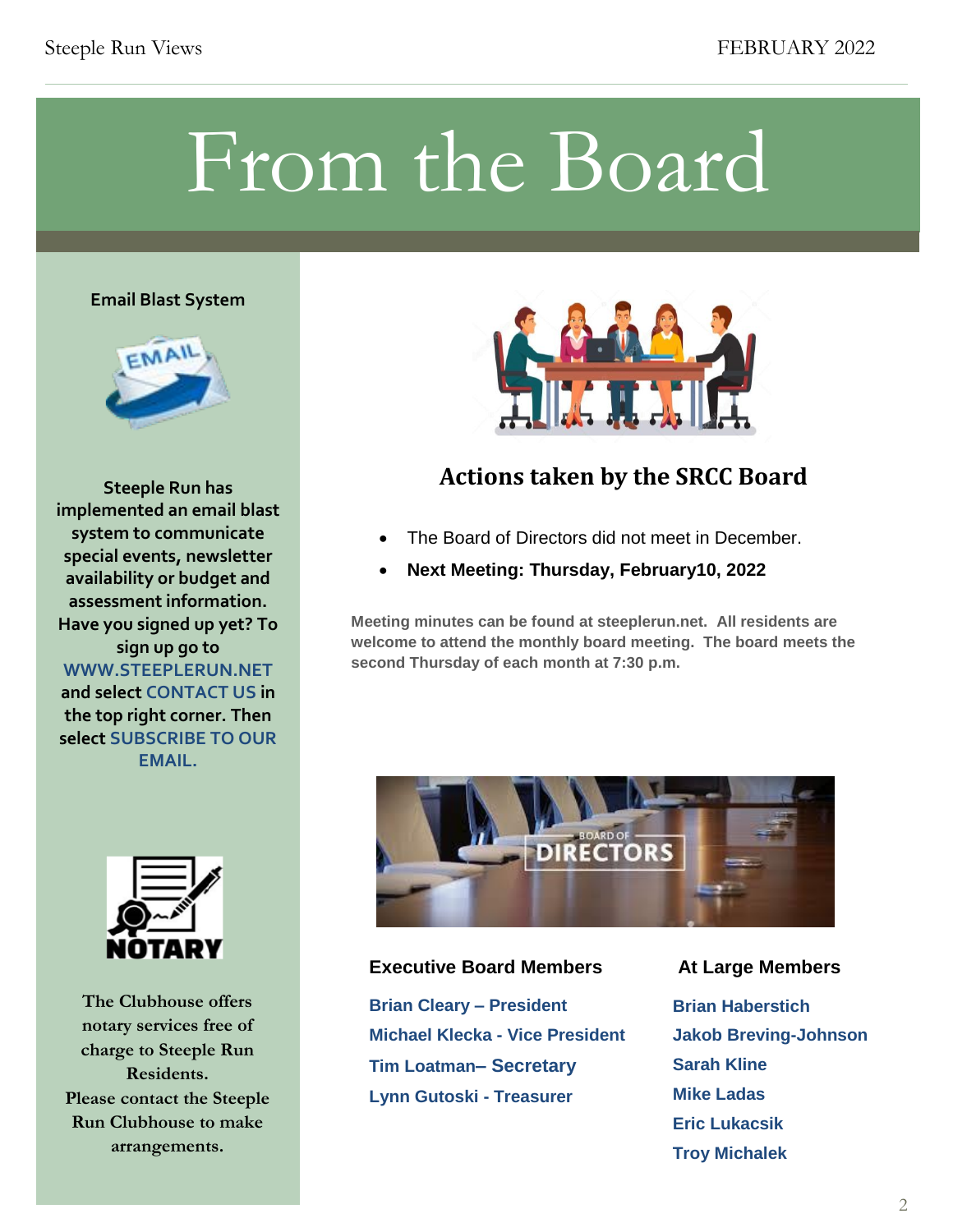# From the Board

**Email Blast System**

**Steeple Run has implemented an email blast system to communicate special events, newsletter availability or budget and assessment information. Have you signed up yet? To sign up go to WWW.STEEPLERUN.NET and select CONTACT US in the top right corner. Then select SUBSCRIBE TO OUR EMAIL.**

**NOTARY**

**The Clubhouse offers notary services free of charge to Steeple Run Residents. Please contact the Steeple Run Clubhouse to make arrangements.**

## Actions taken by the SRCC Board

- The Board of Directors did not meet in December.
- **Next Meeting: Thursday, February10, 2022**

**Meeting minutes can be found at steeplerun.net. All residents are welcome to attend the monthly board meeting. The board meets the second Thursday of each month at 7:30 p.m.**

**Executive Board Members**

**Brian Cleary – President**
**Michael Klecka - Vice President**
**Tim Loatman– Secretary**
**Lynn Gutoski - Treasurer**

**At Large Members**

**Brian Haberstich**
**Jakob Breving-Johnson**
**Sarah Kline**
**Mike Ladas**
**Eric Lukacsik**
**Troy Michalek**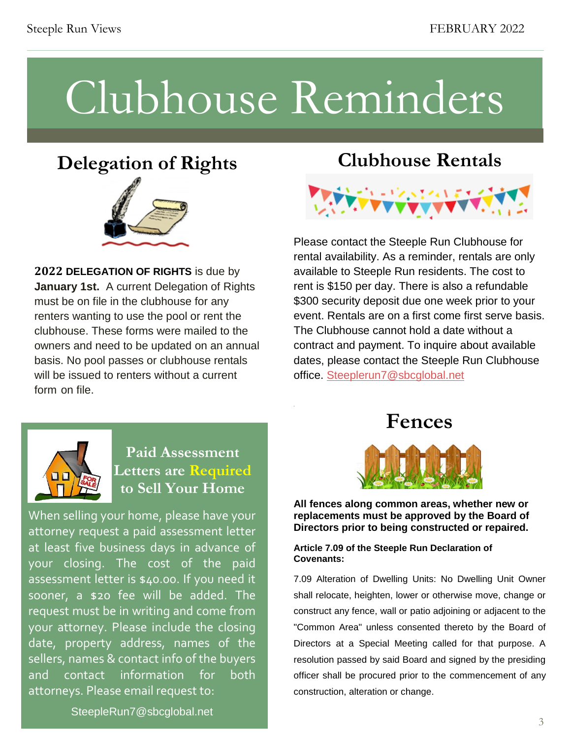# Clubhouse Reminders

## Delegation of Rights

**2022 DELEGATION OF RIGHTS** is due by **January 1st.** A current Delegation of Rights must be on file in the clubhouse for any renters wanting to use the pool or rent the clubhouse. These forms were mailed to the owners and need to be updated on an annual basis. No pool passes or clubhouse rentals will be issued to renters without a current form on file.

## Clubhouse Rentals

Please contact the Steeple Run Clubhouse for rental availability. As a reminder, rentals are only available to Steeple Run residents. The cost to rent is $150 per day. There is also a refundable $300 security deposit due one week prior to your event. Rentals are on a first come first serve basis. The Clubhouse cannot hold a date without a contract and payment. To inquire about available dates, please contact the Steeple Run Clubhouse office. Steeplerun7@sbcglobal.net

## Paid Assessment Letters are Required to Sell Your Home

When selling your home, please have your attorney request a paid assessment letter at least five business days in advance of your closing. The cost of the paid assessment letter is $40.00. If you need it sooner, a $20 fee will be added. The request must be in writing and come from your attorney. Please include the closing date, property address, names of the sellers, names & contact info of the buyers and contact information for both attorneys. Please email request to:

SteepleRun7@sbcglobal.net

## Fences

**All fences along common areas, whether new or replacements must be approved by the Board of Directors prior to being constructed or repaired.**

**Article 7.09 of the Steeple Run Declaration of Covenants:**

7.09 Alteration of Dwelling Units: No Dwelling Unit Owner shall relocate, heighten, lower or otherwise move, change or construct any fence, wall or patio adjoining or adjacent to the "Common Area" unless consented thereto by the Board of Directors at a Special Meeting called for that purpose. A resolution passed by said Board and signed by the presiding officer shall be procured prior to the commencement of any construction, alteration or change.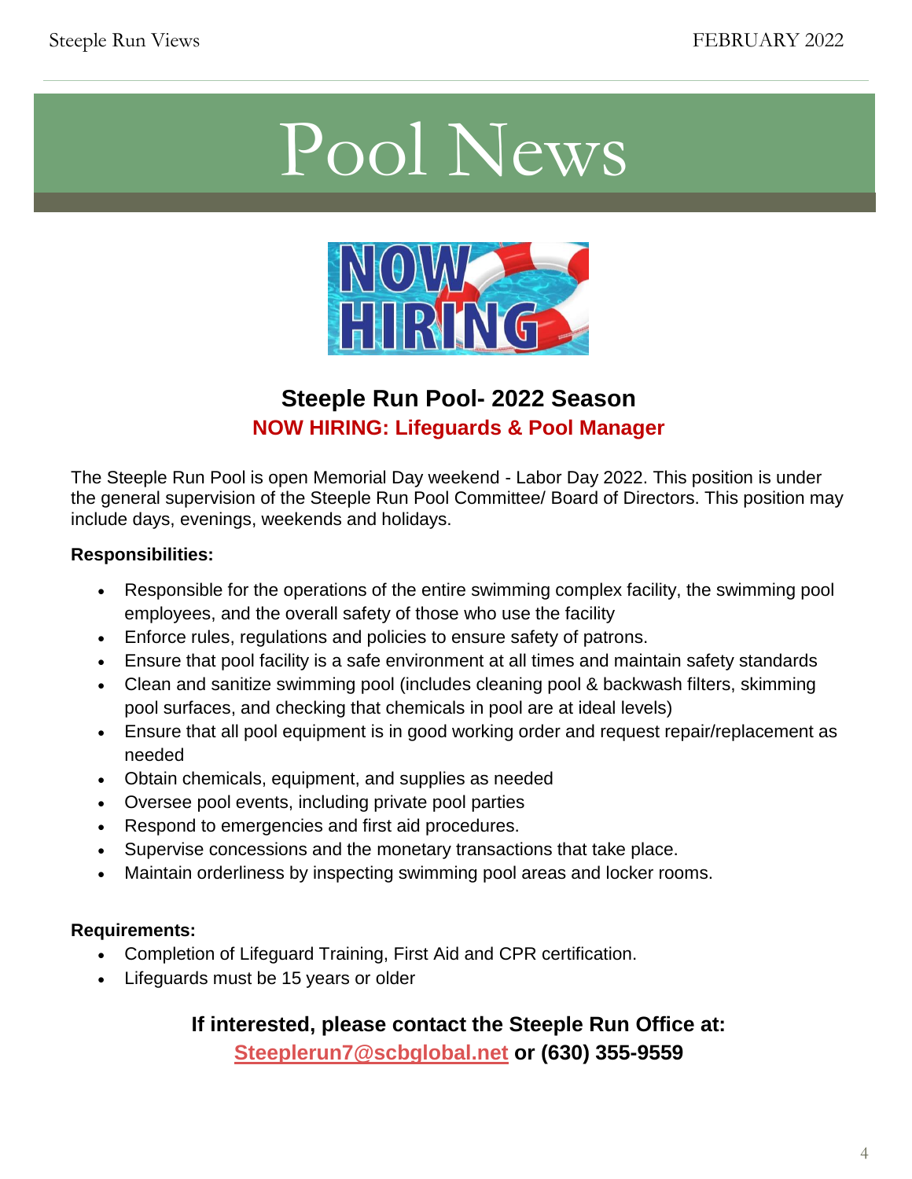# Pool News

## Steeple Run Pool- 2022 Season

### NOW HIRING: Lifeguards & Pool Manager

The Steeple Run Pool is open Memorial Day weekend - Labor Day 2022. This position is under the general supervision of the Steeple Run Pool Committee/ Board of Directors. This position may include days, evenings, weekends and holidays.

**Responsibilities:**

- Responsible for the operations of the entire swimming complex facility, the swimming pool employees, and the overall safety of those who use the facility
- Enforce rules, regulations and policies to ensure safety of patrons.
- Ensure that pool facility is a safe environment at all times and maintain safety standards
- Clean and sanitize swimming pool (includes cleaning pool & backwash filters, skimming pool surfaces, and checking that chemicals in pool are at ideal levels)
- Ensure that all pool equipment is in good working order and request repair/replacement as needed
- Obtain chemicals, equipment, and supplies as needed
- Oversee pool events, including private pool parties
- Respond to emergencies and first aid procedures.
- Supervise concessions and the monetary transactions that take place.
- Maintain orderliness by inspecting swimming pool areas and locker rooms.

**Requirements:**

- Completion of Lifeguard Training, First Aid and CPR certification.
- Lifeguards must be 15 years or older

**If interested, please contact the Steeple Run Office at:**
**Steeplerun7@scbglobal.net or (630) 355-9559**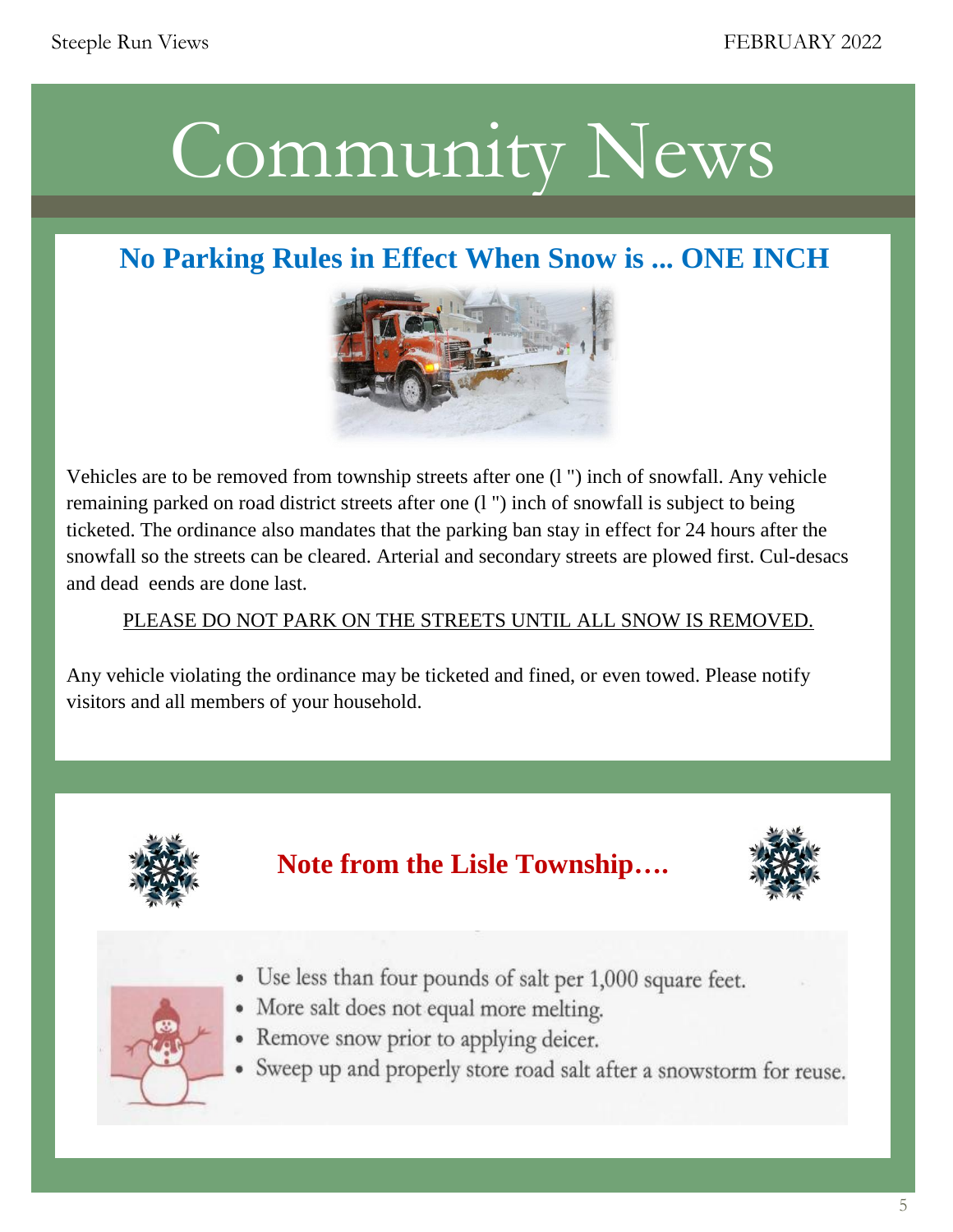# Community News

## No Parking Rules in Effect When Snow is ... ONE INCH

Vehicles are to be removed from township streets after one (l ") inch of snowfall. Any vehicle remaining parked on road district streets after one (l ") inch of snowfall is subject to being ticketed. The ordinance also mandates that the parking ban stay in effect for 24 hours after the snowfall so the streets can be cleared. Arterial and secondary streets are plowed first. Cul-desacs and dead eends are done last.

PLEASE DO NOT PARK ON THE STREETS UNTIL ALL SNOW IS REMOVED.

Any vehicle violating the ordinance may be ticketed and fined, or even towed. Please notify visitors and all members of your household.

## Note from the Lisle Township….

- Use less than four pounds of salt per 1,000 square feet.
- More salt does not equal more melting.
- Remove snow prior to applying deicer.
- Sweep up and properly store road salt after a snowstorm for reuse.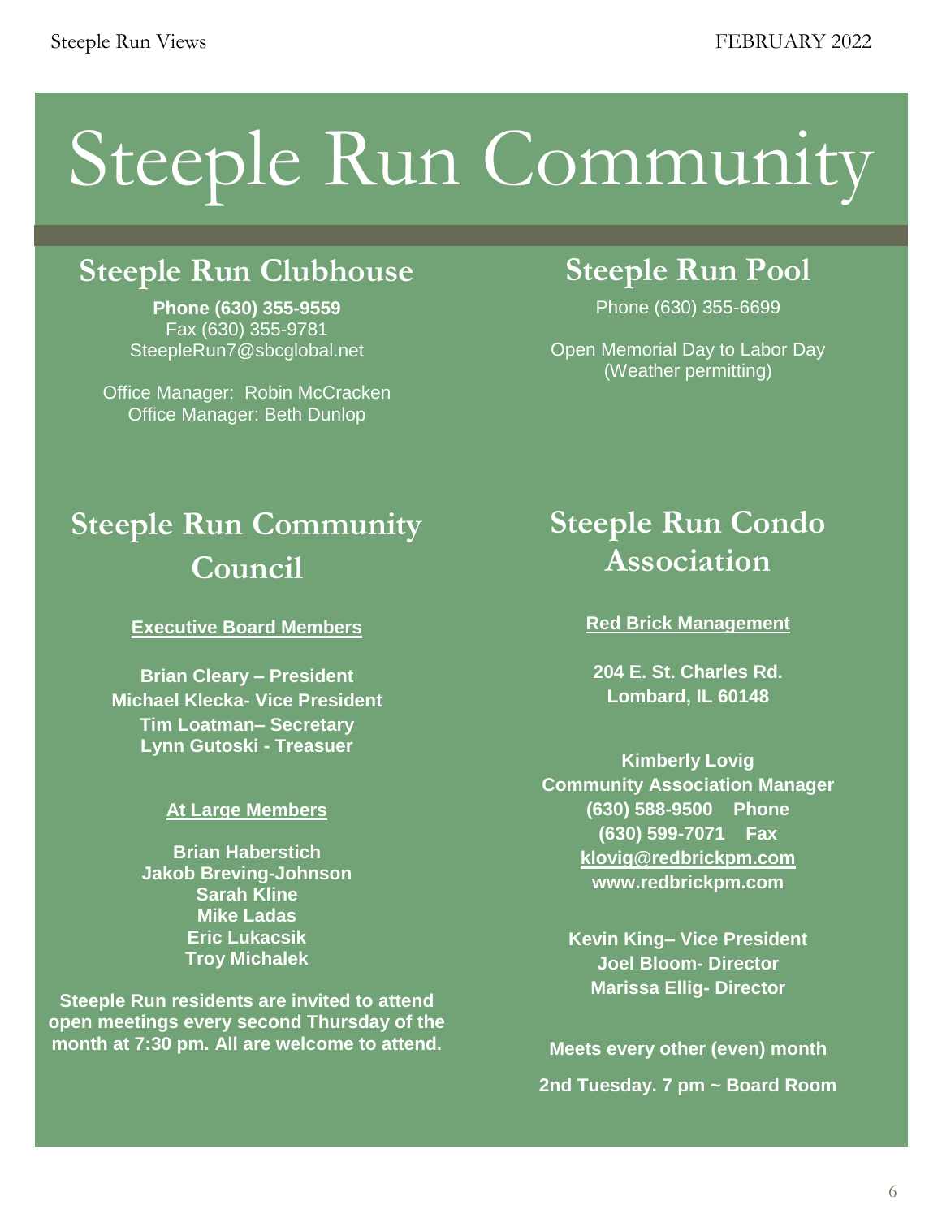# Steeple Run Community

## Steeple Run Clubhouse

**Phone (630) 355-9559**
Fax (630) 355-9781
SteepleRun7@sbcglobal.net

Office Manager: Robin McCracken
Office Manager: Beth Dunlop

## Steeple Run Pool

Phone (630) 355-6699

Open Memorial Day to Labor Day
(Weather permitting)

## Steeple Run Community Council

**Executive Board Members**

**Brian Cleary – President**
**Michael Klecka- Vice President**
**Tim Loatman– Secretary**
**Lynn Gutoski - Treasuer**

**At Large Members**

**Brian Haberstich**
**Jakob Breving-Johnson**
**Sarah Kline**
**Mike Ladas**
**Eric Lukacsik**
**Troy Michalek**

**Steeple Run residents are invited to attend open meetings every second Thursday of the month at 7:30 pm. All are welcome to attend.**

## Steeple Run Condo Association

**Red Brick Management**

**204 E. St. Charles Rd.**
**Lombard, IL 60148**

**Kimberly Lovig**
**Community Association Manager**
**(630) 588-9500 Phone**
**(630) 599-7071 Fax**
**klovig@redbrickpm.com**
**www.redbrickpm.com**

**Kevin King– Vice President**
**Joel Bloom- Director**
**Marissa Ellig- Director**

**Meets every other (even) month**

**2nd Tuesday. 7 pm ~ Board Room**